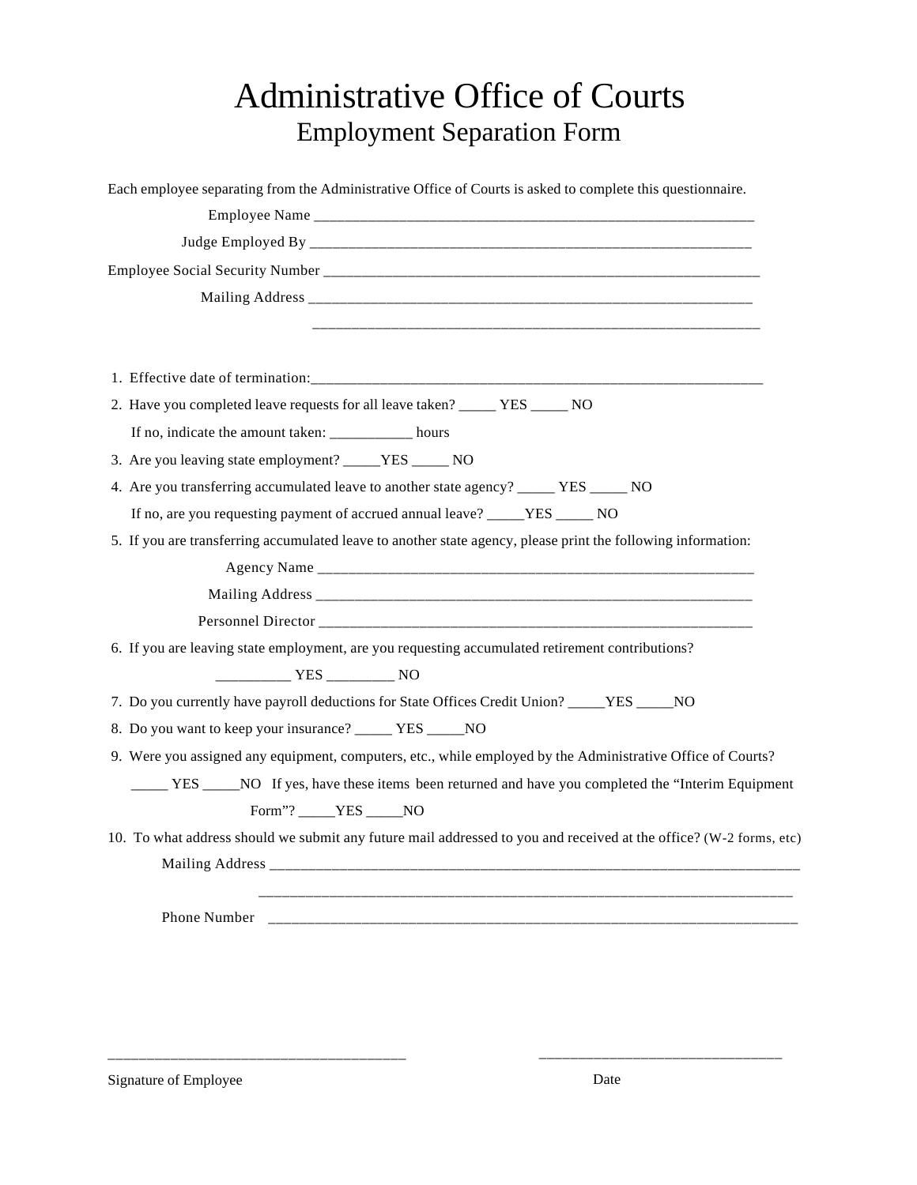# Administrative Office of Courts

## Employment Separation Form

Each employee separating from the Administrative Office of Courts is asked to complete this questionnaire.

Employee Name ____________________________________________________________

Judge Employed By ____________________________________________________________

Employee Social Security Number ____________________________________________________________

Mailing Address ____________________________________________________________

____________________________________________________________

1. Effective date of termination:____________________________________________________________

2. Have you completed leave requests for all leave taken? _____ YES _____ NO

   If no, indicate the amount taken: ___________ hours

3. Are you leaving state employment? _____YES _____ NO

4. Are you transferring accumulated leave to another state agency? _____ YES _____ NO

   If no, are you requesting payment of accrued annual leave? _____YES _____ NO

5. If you are transferring accumulated leave to another state agency, please print the following information:

   Agency Name ____________________________________________________________

   Mailing Address ____________________________________________________________

   Personnel Director ____________________________________________________________

6. If you are leaving state employment, are you requesting accumulated retirement contributions?

   __________ YES _________ NO

7. Do you currently have payroll deductions for State Offices Credit Union? _____YES _____NO

8. Do you want to keep your insurance? _____ YES _____NO

9. Were you assigned any equipment, computers, etc., while employed by the Administrative Office of Courts?

   _____ YES _____NO If yes, have these items been returned and have you completed the "Interim Equipment Form"? _____YES _____NO

10. To what address should we submit any future mail addressed to you and received at the office? (W-2 forms, etc)

    Mailing Address ____________________________________________________________

    ____________________________________________________________

    Phone Number ____________________________________________________________

_______________________________________ _______________________________

Signature of Employee Date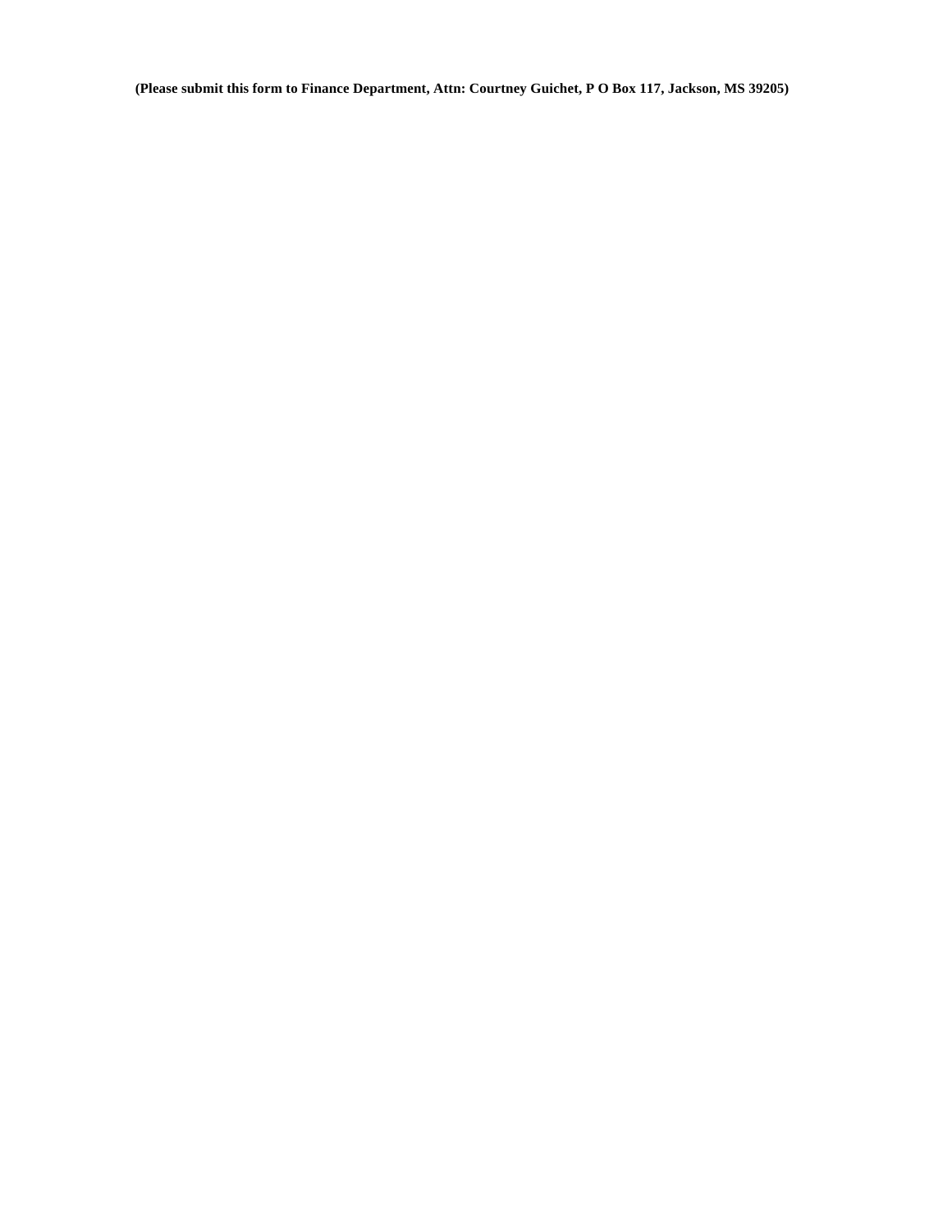**(Please submit this form to Finance Department, Attn: Courtney Guichet, P O Box 117, Jackson, MS 39205)**